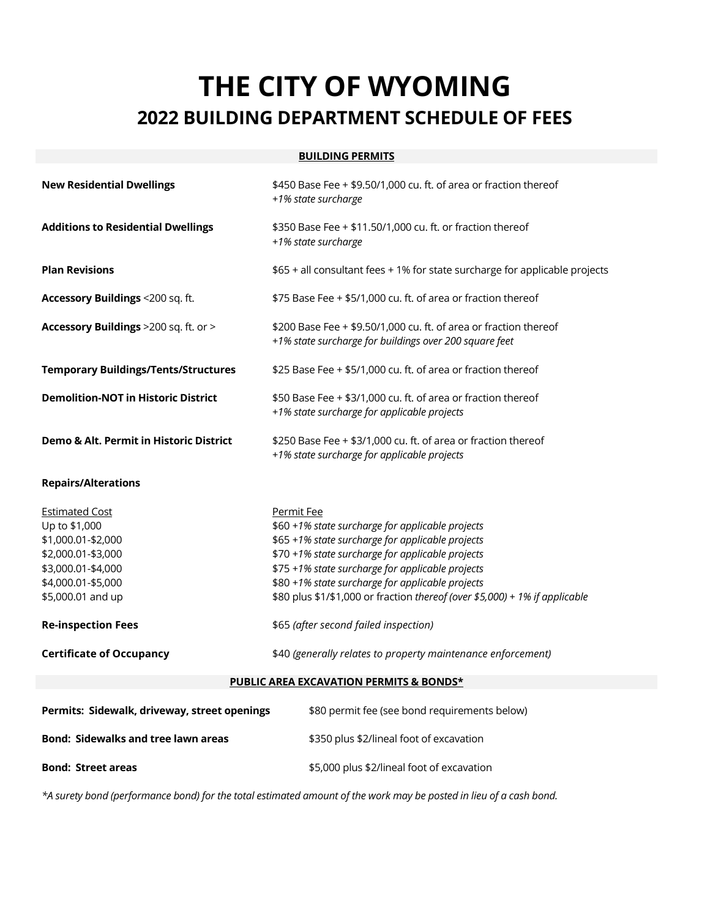# THE CITY OF WYOMING

## 2022 BUILDING DEPARTMENT SCHEDULE OF FEES

### BUILDING PERMITS

| | |
|---|---|
| **New Residential Dwellings** | $450 Base Fee + $9.50/1,000 cu. ft. of area or fraction thereof *+1% state surcharge* |
| **Additions to Residential Dwellings** | $350 Base Fee + $11.50/1,000 cu. ft. or fraction thereof *+1% state surcharge* |
| **Plan Revisions** | $65 + all consultant fees + 1% for state surcharge for applicable projects |
| **Accessory Buildings** <200 sq. ft. | $75 Base Fee + $5/1,000 cu. ft. of area or fraction thereof |
| **Accessory Buildings** >200 sq. ft. or > | $200 Base Fee + $9.50/1,000 cu. ft. of area or fraction thereof *+1% state surcharge for buildings over 200 square feet* |
| **Temporary Buildings/Tents/Structures** | $25 Base Fee + $5/1,000 cu. ft. of area or fraction thereof |
| **Demolition-NOT in Historic District** | $50 Base Fee + $3/1,000 cu. ft. of area or fraction thereof *+1% state surcharge for applicable projects* |
| **Demo & Alt. Permit in Historic District** | $250 Base Fee + $3/1,000 cu. ft. of area or fraction thereof *+1% state surcharge for applicable projects* |

**Repairs/Alterations**

| Estimated Cost | Permit Fee |
|---|---|
| Up to $1,000 | $60 *+1% state surcharge for applicable projects* |
| $1,000.01-$2,000 | $65 *+1% state surcharge for applicable projects* |
| $2,000.01-$3,000 | $70 *+1% state surcharge for applicable projects* |
| $3,000.01-$4,000 | $75 *+1% state surcharge for applicable projects* |
| $4,000.01-$5,000 | $80 *+1% state surcharge for applicable projects* |
| $5,000.01 and up | $80 plus $1/$1,000 or fraction *thereof (over $5,000) + 1% if applicable* |

| | |
|---|---|
| **Re-inspection Fees** | $65 *(after second failed inspection)* |
| **Certificate of Occupancy** | $40 *(generally relates to property maintenance enforcement)* |

### PUBLIC AREA EXCAVATION PERMITS & BONDS*

| | |
|---|---|
| **Permits: Sidewalk, driveway, street openings** | $80 permit fee (see bond requirements below) |
| **Bond: Sidewalks and tree lawn areas** | $350 plus $2/lineal foot of excavation |
| **Bond: Street areas** | $5,000 plus $2/lineal foot of excavation |

*\*A surety bond (performance bond) for the total estimated amount of the work may be posted in lieu of a cash bond.*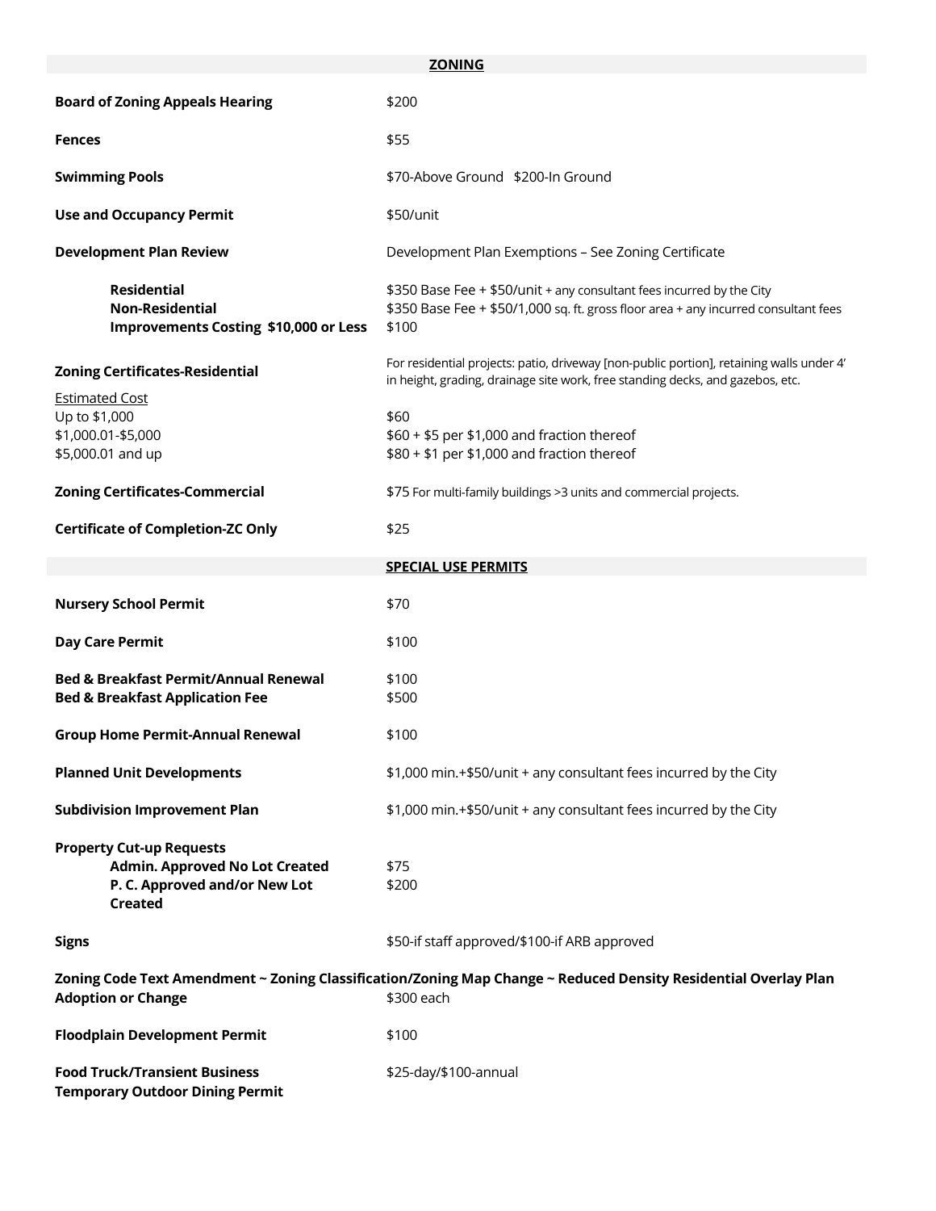## ZONING

| | |
|---|---|
| **Board of Zoning Appeals Hearing** | $200 |
| **Fences** | $55 |
| **Swimming Pools** | $70-Above Ground  $200-In Ground |
| **Use and Occupancy Permit** | $50/unit |
| **Development Plan Review** | Development Plan Exemptions – See Zoning Certificate |
| **Residential** | $350 Base Fee + $50/unit + any consultant fees incurred by the City |
| **Non-Residential** | $350 Base Fee + $50/1,000 sq. ft. gross floor area + any incurred consultant fees |
| **Improvements Costing $10,000 or Less** | $100 |
| **Zoning Certificates-Residential** | For residential projects: patio, driveway [non-public portion], retaining walls under 4' in height, grading, drainage site work, free standing decks, and gazebos, etc. |
| Estimated Cost | |
| Up to $1,000 | $60 |
| $1,000.01-$5,000 | $60 + $5 per $1,000 and fraction thereof |
| $5,000.01 and up | $80 + $1 per $1,000 and fraction thereof |
| **Zoning Certificates-Commercial** | $75 For multi-family buildings >3 units and commercial projects. |
| **Certificate of Completion-ZC Only** | $25 |

## SPECIAL USE PERMITS

| | |
|---|---|
| **Nursery School Permit** | $70 |
| **Day Care Permit** | $100 |
| **Bed & Breakfast Permit/Annual Renewal** | $100 |
| **Bed & Breakfast Application Fee** | $500 |
| **Group Home Permit-Annual Renewal** | $100 |
| **Planned Unit Developments** | $1,000 min.+$50/unit + any consultant fees incurred by the City |
| **Subdivision Improvement Plan** | $1,000 min.+$50/unit + any consultant fees incurred by the City |
| **Property Cut-up Requests** | |
| **Admin. Approved No Lot Created** | $75 |
| **P. C. Approved and/or New Lot Created** | $200 |
| **Signs** | $50-if staff approved/$100-if ARB approved |
| **Zoning Code Text Amendment ~ Zoning Classification/Zoning Map Change ~ Reduced Density Residential Overlay Plan Adoption or Change** | $300 each |
| **Floodplain Development Permit** | $100 |
| **Food Truck/Transient Business Temporary Outdoor Dining Permit** | $25-day/$100-annual |